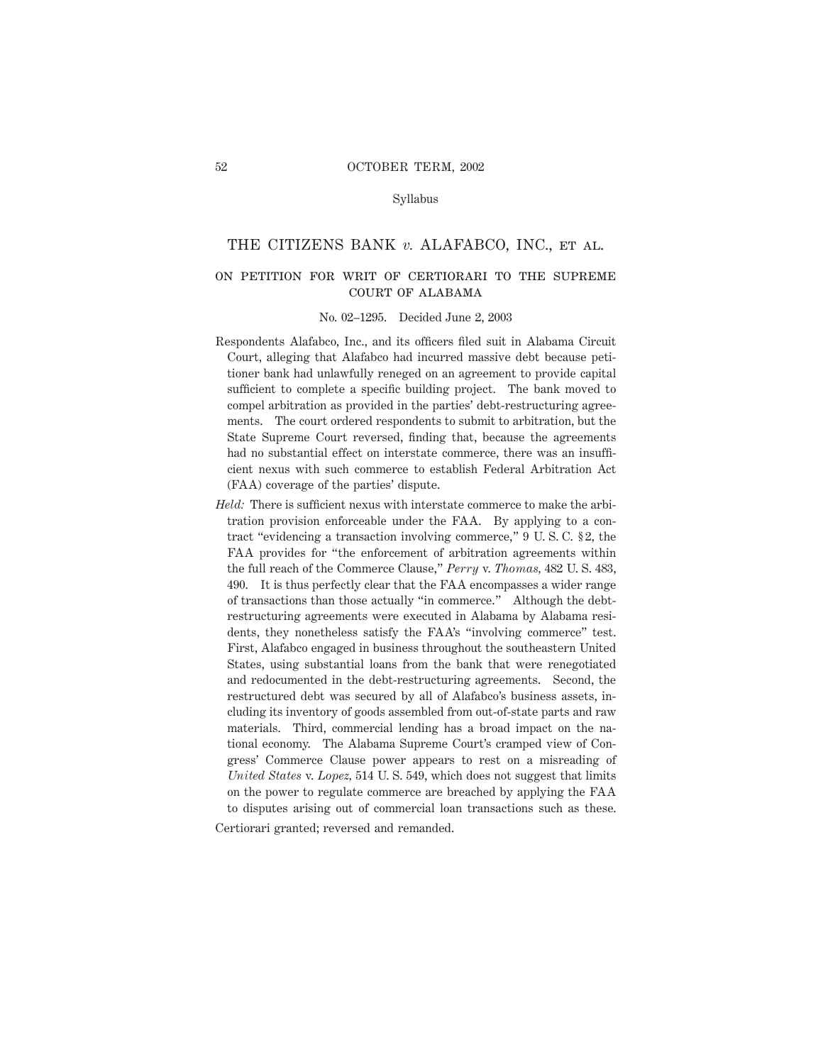# THE CITIZENS BANK *v.* ALAFABCO, INC., ET AL.

## ON PETITION FOR WRIT OF CERTIORARI TO THE SUPREME COURT OF ALABAMA

No. 02–1295. Decided June 2, 2003

Respondents Alafabco, Inc., and its officers filed suit in Alabama Circuit Court, alleging that Alafabco had incurred massive debt because petitioner bank had unlawfully reneged on an agreement to provide capital sufficient to complete a specific building project. The bank moved to compel arbitration as provided in the parties' debt-restructuring agreements. The court ordered respondents to submit to arbitration, but the State Supreme Court reversed, finding that, because the agreements had no substantial effect on interstate commerce, there was an insufficient nexus with such commerce to establish Federal Arbitration Act (FAA) coverage of the parties' dispute.

*Held:* There is sufficient nexus with interstate commerce to make the arbitration provision enforceable under the FAA. By applying to a contract "evidencing a transaction involving commerce," 9 U. S. C. §2, the FAA provides for "the enforcement of arbitration agreements within the full reach of the Commerce Clause," *Perry* v. *Thomas,* 482 U. S. 483, 490. It is thus perfectly clear that the FAA encompasses a wider range of transactions than those actually "in commerce." Although the debt-restructuring agreements were executed in Alabama by Alabama residents, they nonetheless satisfy the FAA's "involving commerce" test. First, Alafabco engaged in business throughout the southeastern United States, using substantial loans from the bank that were renegotiated and redocumented in the debt-restructuring agreements. Second, the restructured debt was secured by all of Alafabco's business assets, including its inventory of goods assembled from out-of-state parts and raw materials. Third, commercial lending has a broad impact on the national economy. The Alabama Supreme Court's cramped view of Congress' Commerce Clause power appears to rest on a misreading of *United States* v. *Lopez,* 514 U. S. 549, which does not suggest that limits on the power to regulate commerce are breached by applying the FAA to disputes arising out of commercial loan transactions such as these.

Certiorari granted; reversed and remanded.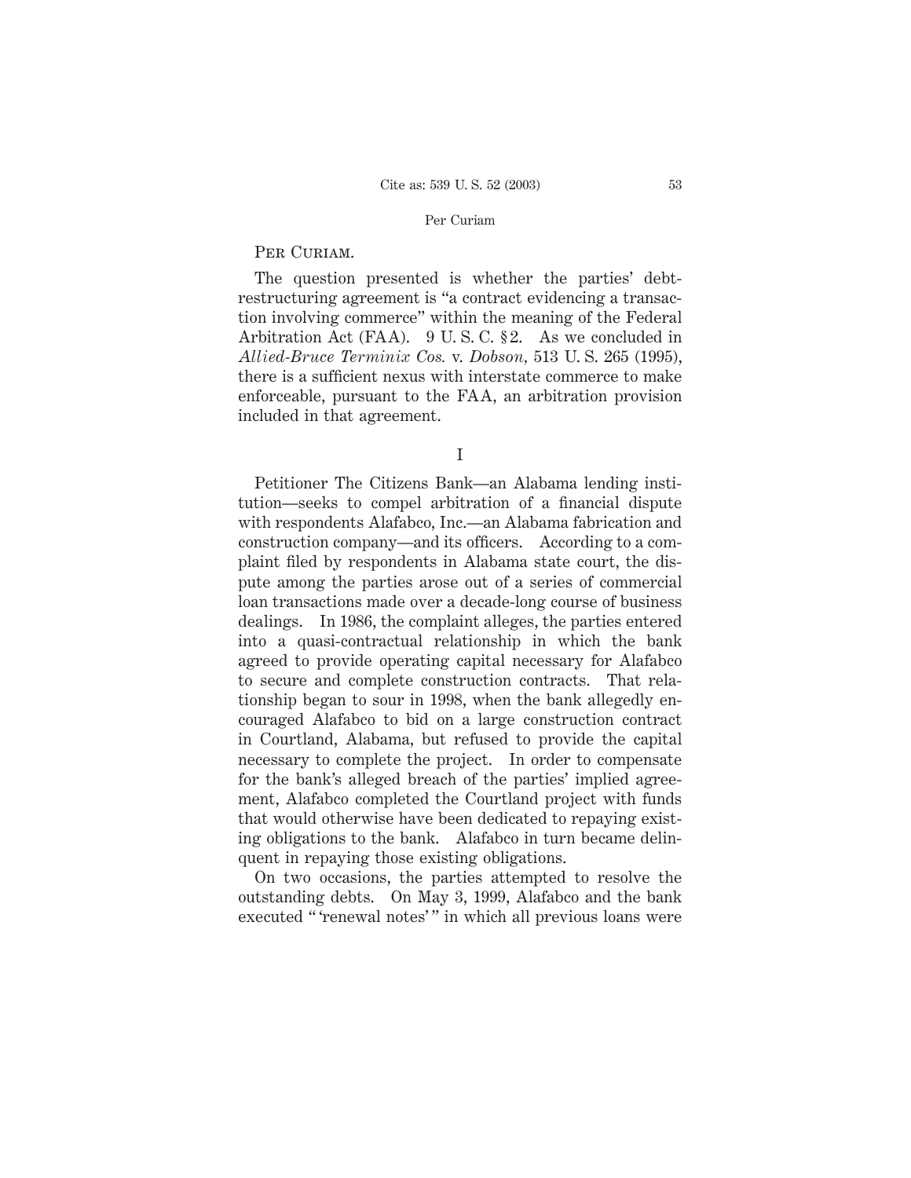Per Curiam.

The question presented is whether the parties' debt-restructuring agreement is "a contract evidencing a transaction involving commerce" within the meaning of the Federal Arbitration Act (FAA). 9 U. S. C. §2. As we concluded in *Allied-Bruce Terminix Cos.* v. *Dobson*, 513 U. S. 265 (1995), there is a sufficient nexus with interstate commerce to make enforceable, pursuant to the FAA, an arbitration provision included in that agreement.

## I

Petitioner The Citizens Bank—an Alabama lending institution—seeks to compel arbitration of a financial dispute with respondents Alafabco, Inc.—an Alabama fabrication and construction company—and its officers. According to a complaint filed by respondents in Alabama state court, the dispute among the parties arose out of a series of commercial loan transactions made over a decade-long course of business dealings. In 1986, the complaint alleges, the parties entered into a quasi-contractual relationship in which the bank agreed to provide operating capital necessary for Alafabco to secure and complete construction contracts. That relationship began to sour in 1998, when the bank allegedly encouraged Alafabco to bid on a large construction contract in Courtland, Alabama, but refused to provide the capital necessary to complete the project. In order to compensate for the bank's alleged breach of the parties' implied agreement, Alafabco completed the Courtland project with funds that would otherwise have been dedicated to repaying existing obligations to the bank. Alafabco in turn became delinquent in repaying those existing obligations.

On two occasions, the parties attempted to resolve the outstanding debts. On May 3, 1999, Alafabco and the bank executed "'renewal notes'" in which all previous loans were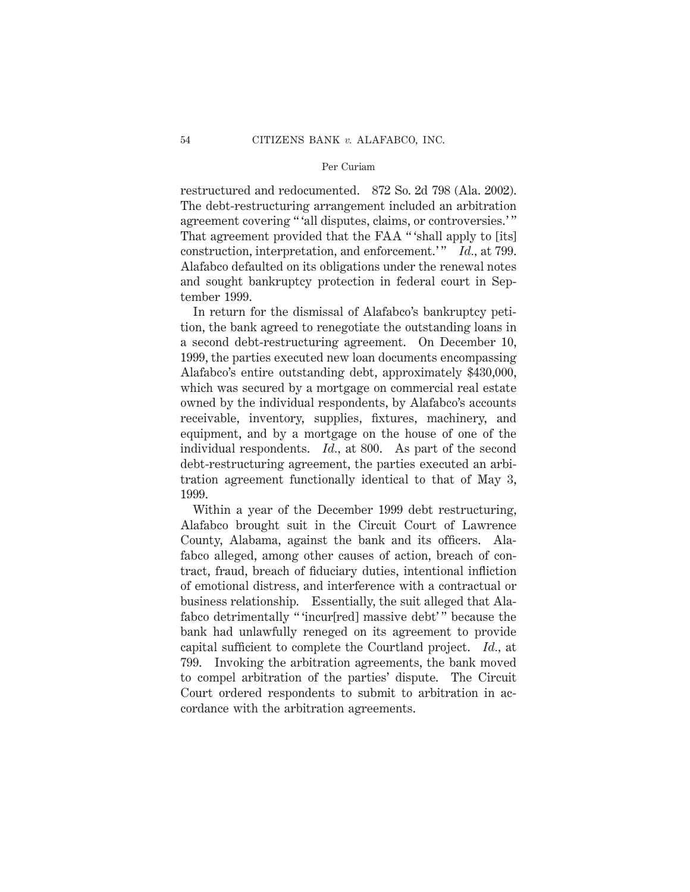restructured and redocumented. 872 So. 2d 798 (Ala. 2002). The debt-restructuring arrangement included an arbitration agreement covering " 'all disputes, claims, or controversies.' " That agreement provided that the FAA " 'shall apply to [its] construction, interpretation, and enforcement.' " *Id.*, at 799. Alafabco defaulted on its obligations under the renewal notes and sought bankruptcy protection in federal court in September 1999.

In return for the dismissal of Alafabco's bankruptcy petition, the bank agreed to renegotiate the outstanding loans in a second debt-restructuring agreement. On December 10, 1999, the parties executed new loan documents encompassing Alafabco's entire outstanding debt, approximately $430,000, which was secured by a mortgage on commercial real estate owned by the individual respondents, by Alafabco's accounts receivable, inventory, supplies, fixtures, machinery, and equipment, and by a mortgage on the house of one of the individual respondents. *Id.*, at 800. As part of the second debt-restructuring agreement, the parties executed an arbitration agreement functionally identical to that of May 3, 1999.

Within a year of the December 1999 debt restructuring, Alafabco brought suit in the Circuit Court of Lawrence County, Alabama, against the bank and its officers. Alafabco alleged, among other causes of action, breach of contract, fraud, breach of fiduciary duties, intentional infliction of emotional distress, and interference with a contractual or business relationship. Essentially, the suit alleged that Alafabco detrimentally " 'incur[red] massive debt' " because the bank had unlawfully reneged on its agreement to provide capital sufficient to complete the Courtland project. *Id.*, at 799. Invoking the arbitration agreements, the bank moved to compel arbitration of the parties' dispute. The Circuit Court ordered respondents to submit to arbitration in accordance with the arbitration agreements.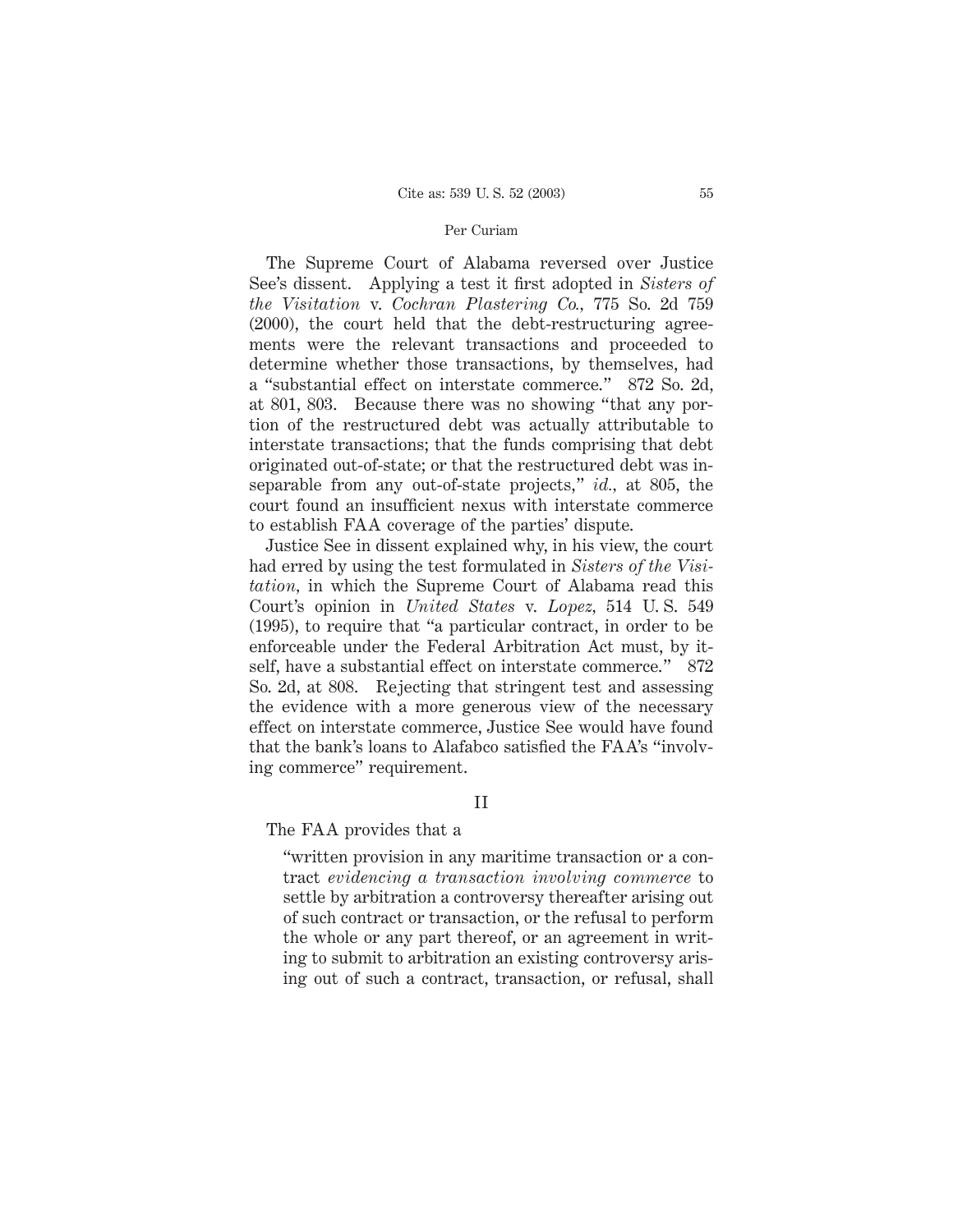The Supreme Court of Alabama reversed over Justice See's dissent. Applying a test it first adopted in *Sisters of the Visitation* v. *Cochran Plastering Co.*, 775 So. 2d 759 (2000), the court held that the debt-restructuring agreements were the relevant transactions and proceeded to determine whether those transactions, by themselves, had a "substantial effect on interstate commerce." 872 So. 2d, at 801, 803. Because there was no showing "that any portion of the restructured debt was actually attributable to interstate transactions; that the funds comprising that debt originated out-of-state; or that the restructured debt was inseparable from any out-of-state projects," *id.*, at 805, the court found an insufficient nexus with interstate commerce to establish FAA coverage of the parties' dispute.

Justice See in dissent explained why, in his view, the court had erred by using the test formulated in *Sisters of the Visitation*, in which the Supreme Court of Alabama read this Court's opinion in *United States* v. *Lopez*, 514 U. S. 549 (1995), to require that "a particular contract, in order to be enforceable under the Federal Arbitration Act must, by itself, have a substantial effect on interstate commerce." 872 So. 2d, at 808. Rejecting that stringent test and assessing the evidence with a more generous view of the necessary effect on interstate commerce, Justice See would have found that the bank's loans to Alafabco satisfied the FAA's "involving commerce" requirement.

## II

The FAA provides that a

> "written provision in any maritime transaction or a contract *evidencing a transaction involving commerce* to settle by arbitration a controversy thereafter arising out of such contract or transaction, or the refusal to perform the whole or any part thereof, or an agreement in writing to submit to arbitration an existing controversy arising out of such a contract, transaction, or refusal, shall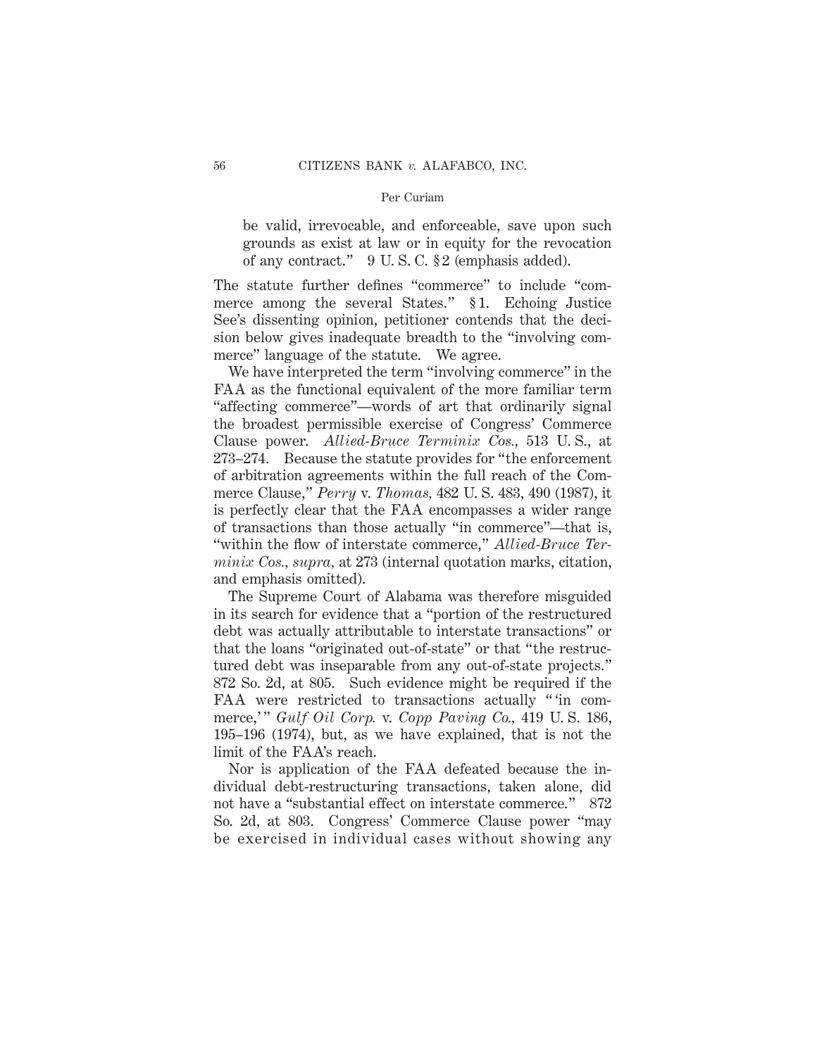be valid, irrevocable, and enforceable, save upon such grounds as exist at law or in equity for the revocation of any contract." 9 U. S. C. §2 (emphasis added).

The statute further defines "commerce" to include "commerce among the several States." §1. Echoing Justice See's dissenting opinion, petitioner contends that the decision below gives inadequate breadth to the "involving commerce" language of the statute. We agree.

We have interpreted the term "involving commerce" in the FAA as the functional equivalent of the more familiar term "affecting commerce"—words of art that ordinarily signal the broadest permissible exercise of Congress' Commerce Clause power. *Allied-Bruce Terminix Cos.*, 513 U. S., at 273–274. Because the statute provides for "the enforcement of arbitration agreements within the full reach of the Commerce Clause," *Perry* v. *Thomas*, 482 U. S. 483, 490 (1987), it is perfectly clear that the FAA encompasses a wider range of transactions than those actually "in commerce"—that is, "within the flow of interstate commerce," *Allied-Bruce Terminix Cos., supra*, at 273 (internal quotation marks, citation, and emphasis omitted).

The Supreme Court of Alabama was therefore misguided in its search for evidence that a "portion of the restructured debt was actually attributable to interstate transactions" or that the loans "originated out-of-state" or that "the restructured debt was inseparable from any out-of-state projects." 872 So. 2d, at 805. Such evidence might be required if the FAA were restricted to transactions actually "'in commerce,'" *Gulf Oil Corp.* v. *Copp Paving Co.*, 419 U. S. 186, 195–196 (1974), but, as we have explained, that is not the limit of the FAA's reach.

Nor is application of the FAA defeated because the individual debt-restructuring transactions, taken alone, did not have a "substantial effect on interstate commerce." 872 So. 2d, at 803. Congress' Commerce Clause power "may be exercised in individual cases without showing any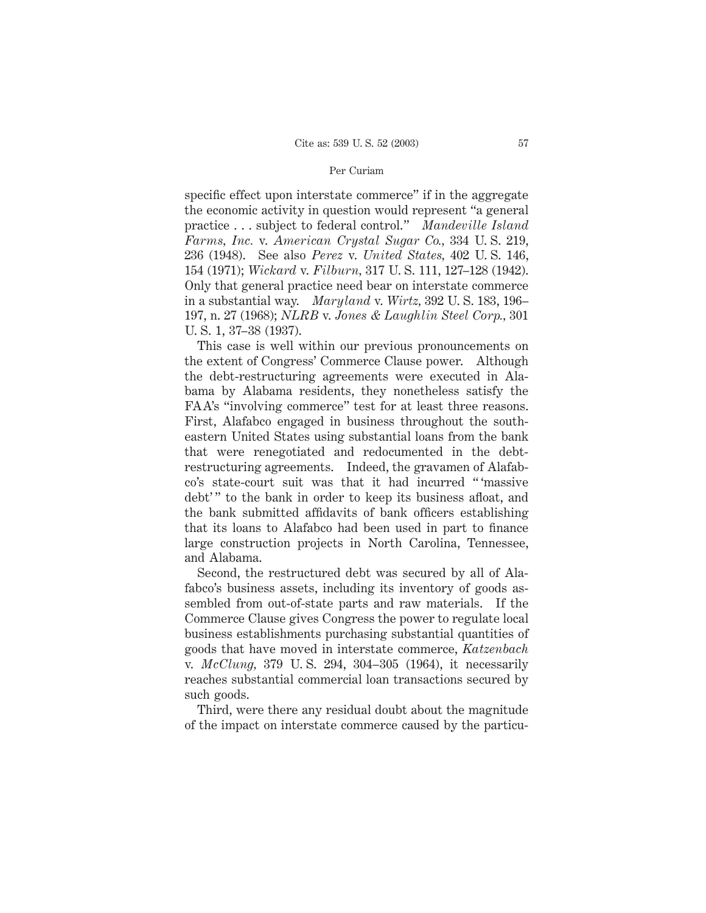specific effect upon interstate commerce" if in the aggregate the economic activity in question would represent "a general practice . . . subject to federal control." *Mandeville Island Farms, Inc.* v. *American Crystal Sugar Co.,* 334 U. S. 219, 236 (1948). See also *Perez* v. *United States,* 402 U. S. 146, 154 (1971); *Wickard* v. *Filburn,* 317 U. S. 111, 127–128 (1942). Only that general practice need bear on interstate commerce in a substantial way. *Maryland* v. *Wirtz,* 392 U. S. 183, 196–197, n. 27 (1968); *NLRB* v. *Jones & Laughlin Steel Corp.,* 301 U. S. 1, 37–38 (1937).

This case is well within our previous pronouncements on the extent of Congress' Commerce Clause power. Although the debt-restructuring agreements were executed in Alabama by Alabama residents, they nonetheless satisfy the FAA's "involving commerce" test for at least three reasons. First, Alafabco engaged in business throughout the southeastern United States using substantial loans from the bank that were renegotiated and redocumented in the debt-restructuring agreements. Indeed, the gravamen of Alafabco's state-court suit was that it had incurred " 'massive debt' " to the bank in order to keep its business afloat, and the bank submitted affidavits of bank officers establishing that its loans to Alafabco had been used in part to finance large construction projects in North Carolina, Tennessee, and Alabama.

Second, the restructured debt was secured by all of Alafabco's business assets, including its inventory of goods assembled from out-of-state parts and raw materials. If the Commerce Clause gives Congress the power to regulate local business establishments purchasing substantial quantities of goods that have moved in interstate commerce, *Katzenbach* v. *McClung,* 379 U. S. 294, 304–305 (1964), it necessarily reaches substantial commercial loan transactions secured by such goods.

Third, were there any residual doubt about the magnitude of the impact on interstate commerce caused by the particu-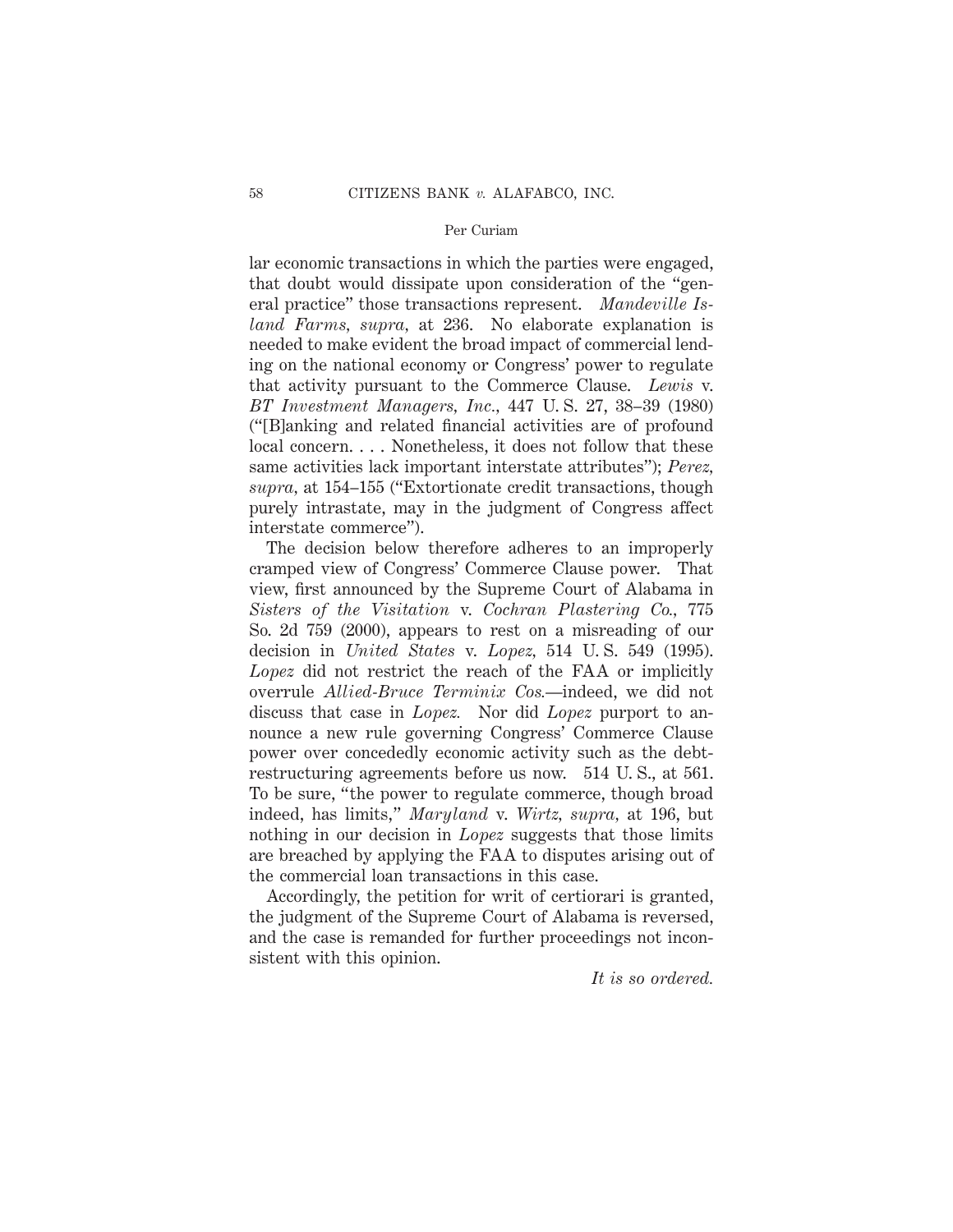lar economic transactions in which the parties were engaged, that doubt would dissipate upon consideration of the "general practice" those transactions represent. *Mandeville Island Farms*, *supra*, at 236. No elaborate explanation is needed to make evident the broad impact of commercial lending on the national economy or Congress' power to regulate that activity pursuant to the Commerce Clause. *Lewis* v. *BT Investment Managers, Inc.*, 447 U. S. 27, 38–39 (1980) ("[B]anking and related financial activities are of profound local concern. . . . Nonetheless, it does not follow that these same activities lack important interstate attributes"); *Perez*, *supra*, at 154–155 ("Extortionate credit transactions, though purely intrastate, may in the judgment of Congress affect interstate commerce").

The decision below therefore adheres to an improperly cramped view of Congress' Commerce Clause power. That view, first announced by the Supreme Court of Alabama in *Sisters of the Visitation* v. *Cochran Plastering Co.*, 775 So. 2d 759 (2000), appears to rest on a misreading of our decision in *United States* v. *Lopez*, 514 U. S. 549 (1995). *Lopez* did not restrict the reach of the FAA or implicitly overrule *Allied-Bruce Terminix Cos.*—indeed, we did not discuss that case in *Lopez*. Nor did *Lopez* purport to announce a new rule governing Congress' Commerce Clause power over concededly economic activity such as the debt-restructuring agreements before us now. 514 U. S., at 561. To be sure, "the power to regulate commerce, though broad indeed, has limits," *Maryland* v. *Wirtz*, *supra*, at 196, but nothing in our decision in *Lopez* suggests that those limits are breached by applying the FAA to disputes arising out of the commercial loan transactions in this case.

Accordingly, the petition for writ of certiorari is granted, the judgment of the Supreme Court of Alabama is reversed, and the case is remanded for further proceedings not inconsistent with this opinion.

*It is so ordered.*